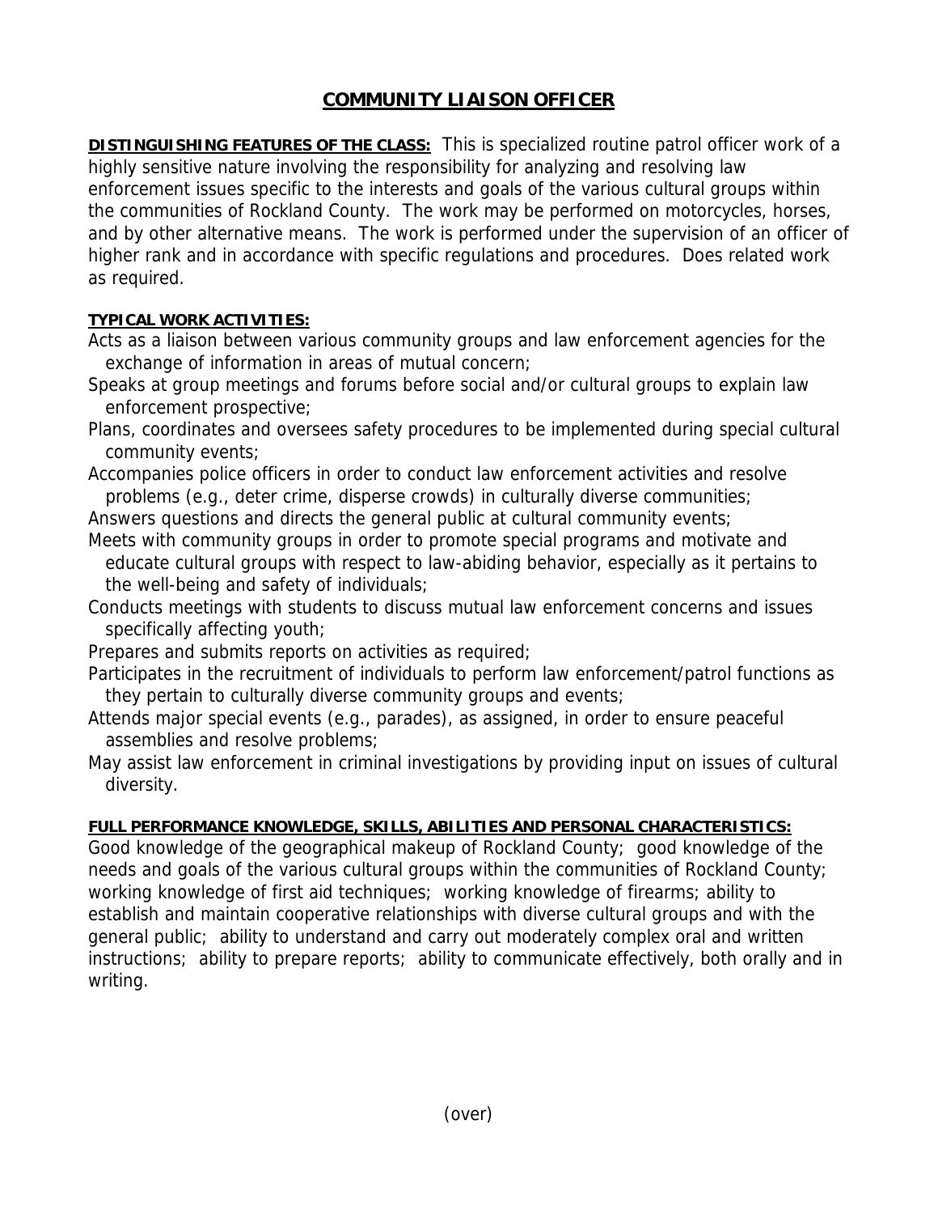# COMMUNITY LIAISON OFFICER

**DISTINGUISHING FEATURES OF THE CLASS:** This is specialized routine patrol officer work of a highly sensitive nature involving the responsibility for analyzing and resolving law enforcement issues specific to the interests and goals of the various cultural groups within the communities of Rockland County. The work may be performed on motorcycles, horses, and by other alternative means. The work is performed under the supervision of an officer of higher rank and in accordance with specific regulations and procedures. Does related work as required.

**TYPICAL WORK ACTIVITIES:**

Acts as a liaison between various community groups and law enforcement agencies for the exchange of information in areas of mutual concern;

Speaks at group meetings and forums before social and/or cultural groups to explain law enforcement prospective;

Plans, coordinates and oversees safety procedures to be implemented during special cultural community events;

Accompanies police officers in order to conduct law enforcement activities and resolve problems (e.g., deter crime, disperse crowds) in culturally diverse communities;

Answers questions and directs the general public at cultural community events;

Meets with community groups in order to promote special programs and motivate and educate cultural groups with respect to law-abiding behavior, especially as it pertains to the well-being and safety of individuals;

Conducts meetings with students to discuss mutual law enforcement concerns and issues specifically affecting youth;

Prepares and submits reports on activities as required;

Participates in the recruitment of individuals to perform law enforcement/patrol functions as they pertain to culturally diverse community groups and events;

Attends major special events (e.g., parades), as assigned, in order to ensure peaceful assemblies and resolve problems;

May assist law enforcement in criminal investigations by providing input on issues of cultural diversity.

**FULL PERFORMANCE KNOWLEDGE, SKILLS, ABILITIES AND PERSONAL CHARACTERISTICS:**

Good knowledge of the geographical makeup of Rockland County; good knowledge of the needs and goals of the various cultural groups within the communities of Rockland County; working knowledge of first aid techniques; working knowledge of firearms; ability to establish and maintain cooperative relationships with diverse cultural groups and with the general public; ability to understand and carry out moderately complex oral and written instructions; ability to prepare reports; ability to communicate effectively, both orally and in writing.

(over)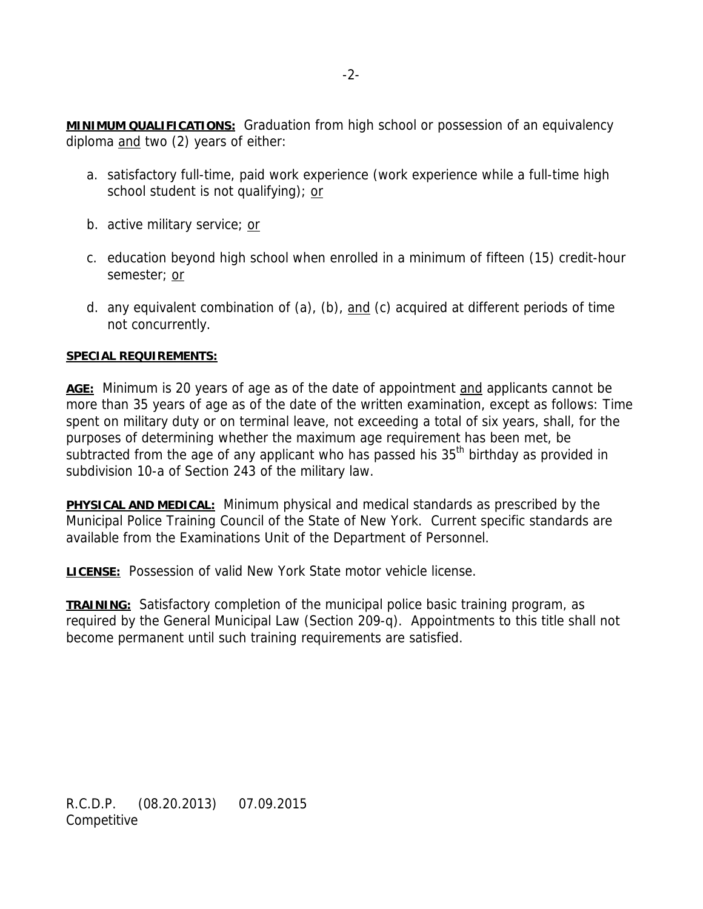**MINIMUM QUALIFICATIONS:** Graduation from high school or possession of an equivalency diploma and two (2) years of either:

a. satisfactory full-time, paid work experience (work experience while a full-time high school student is not qualifying); or

b. active military service; or

c. education beyond high school when enrolled in a minimum of fifteen (15) credit-hour semester; or

d. any equivalent combination of (a), (b), and (c) acquired at different periods of time not concurrently.

**SPECIAL REQUIREMENTS:**

**AGE:** Minimum is 20 years of age as of the date of appointment and applicants cannot be more than 35 years of age as of the date of the written examination, except as follows: Time spent on military duty or on terminal leave, not exceeding a total of six years, shall, for the purposes of determining whether the maximum age requirement has been met, be subtracted from the age of any applicant who has passed his 35th birthday as provided in subdivision 10-a of Section 243 of the military law.

**PHYSICAL AND MEDICAL:** Minimum physical and medical standards as prescribed by the Municipal Police Training Council of the State of New York. Current specific standards are available from the Examinations Unit of the Department of Personnel.

**LICENSE:** Possession of valid New York State motor vehicle license.

**TRAINING:** Satisfactory completion of the municipal police basic training program, as required by the General Municipal Law (Section 209-q). Appointments to this title shall not become permanent until such training requirements are satisfied.

R.C.D.P. (08.20.2013) 07.09.2015
Competitive